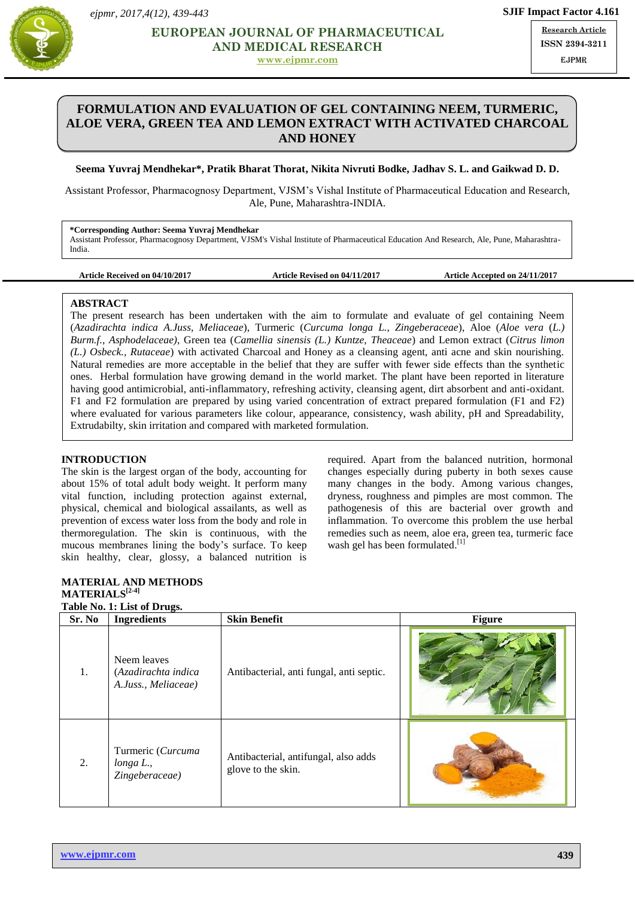# FORMULATION AND EVALUATION OF GEL CONTAINING NEEM, TURMERIC, ALOE VERA, GREEN TEA AND LEMON EXTRACT WITH ACTIVATED CHARCOAL AND HONEY

**Seema Yuvraj Mendhekar*, Pratik Bharat Thorat, Nikita Nivruti Bodke, Jadhav S. L. and Gaikwad D. D.**

Assistant Professor, Pharmacognosy Department, VJSM's Vishal Institute of Pharmaceutical Education and Research, Ale, Pune, Maharashtra-INDIA.

**\*Corresponding Author: Seema Yuvraj Mendhekar**
Assistant Professor, Pharmacognosy Department, VJSM's Vishal Institute of Pharmaceutical Education And Research, Ale, Pune, Maharashtra-India.

**Article Received on 04/10/2017** **Article Revised on 04/11/2017** **Article Accepted on 24/11/2017**

## ABSTRACT

The present research has been undertaken with the aim to formulate and evaluate of gel containing Neem (*Azadirachta indica A.Juss, Meliaceae*), Turmeric (*Curcuma longa L., Zingeberaceae*), Aloe (*Aloe vera* (*L.) Burm.f., Asphodelaceae)*, Green tea (*Camellia sinensis (L.) Kuntze, Theaceae*) and Lemon extract (*Citrus limon (L.) Osbeck., Rutaceae*) with activated Charcoal and Honey as a cleansing agent, anti acne and skin nourishing. Natural remedies are more acceptable in the belief that they are suffer with fewer side effects than the synthetic ones. Herbal formulation have growing demand in the world market. The plant have been reported in literature having good antimicrobial, anti-inflammatory, refreshing activity, cleansing agent, dirt absorbent and anti-oxidant. F1 and F2 formulation are prepared by using varied concentration of extract prepared formulation (F1 and F2) where evaluated for various parameters like colour, appearance, consistency, wash ability, pH and Spreadability, Extrudabilty, skin irritation and compared with marketed formulation.

## INTRODUCTION

The skin is the largest organ of the body, accounting for about 15% of total adult body weight. It perform many vital function, including protection against external, physical, chemical and biological assailants, as well as prevention of excess water loss from the body and role in thermoregulation. The skin is continuous, with the mucous membranes lining the body's surface. To keep skin healthy, clear, glossy, a balanced nutrition is required. Apart from the balanced nutrition, hormonal changes especially during puberty in both sexes cause many changes in the body. Among various changes, dryness, roughness and pimples are most common. The pathogenesis of this are bacterial over growth and inflammation. To overcome this problem the use herbal remedies such as neem, aloe era, green tea, turmeric face wash gel has been formulated.[1]

## MATERIAL AND METHODS

### MATERIALS[2-4]

**Table No. 1: List of Drugs.**

| Sr. No | Ingredients | Skin Benefit | Figure |
|---|---|---|---|
| 1. | Neem leaves (*Azadirachta indica A.Juss., Meliaceae)* | Antibacterial, anti fungal, anti septic. | |
| 2. | Turmeric (*Curcuma longa L., Zingeberaceae)* | Antibacterial, antifungal, also adds glove to the skin. | |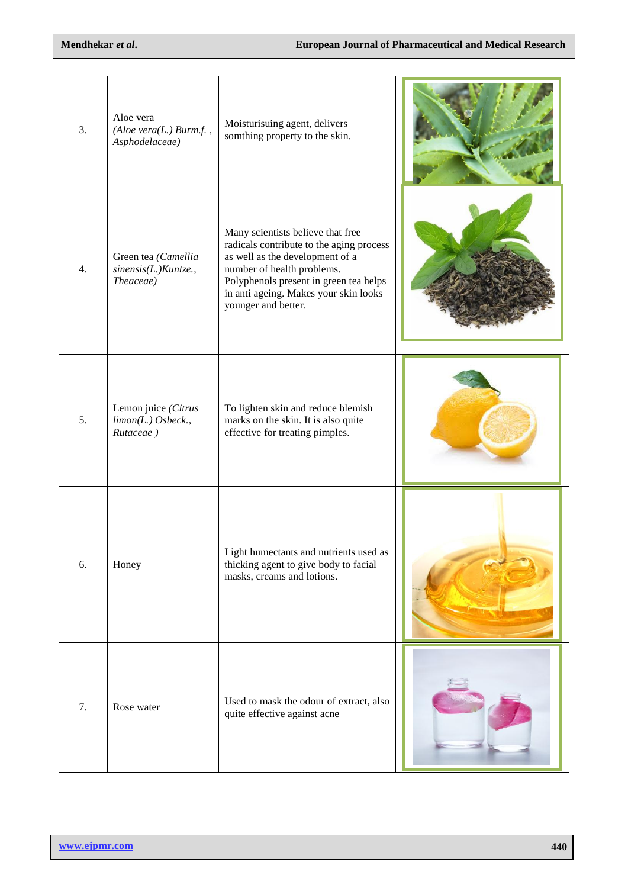| | | | |
|---|---|---|---|
| 3. | Aloe vera *(Aloe vera(L.) Burm.f. , Asphodelaceae)* | Moisturising agent, delivers somthing property to the skin. | |
| 4. | Green tea *(Camellia sinensis(L.)Kuntze., Theaceae)* | Many scientists believe that free radicals contribute to the aging process as well as the development of a number of health problems. Polyphenols present in green tea helps in anti ageing. Makes your skin looks younger and better. | |
| 5. | Lemon juice *(Citrus limon(L.) Osbeck., Rutaceae )* | To lighten skin and reduce blemish marks on the skin. It is also quite effective for treating pimples. | |
| 6. | Honey | Light humectants and nutrients used as thicking agent to give body to facial masks, creams and lotions. | |
| 7. | Rose water | Used to mask the odour of extract, also quite effective against acne | |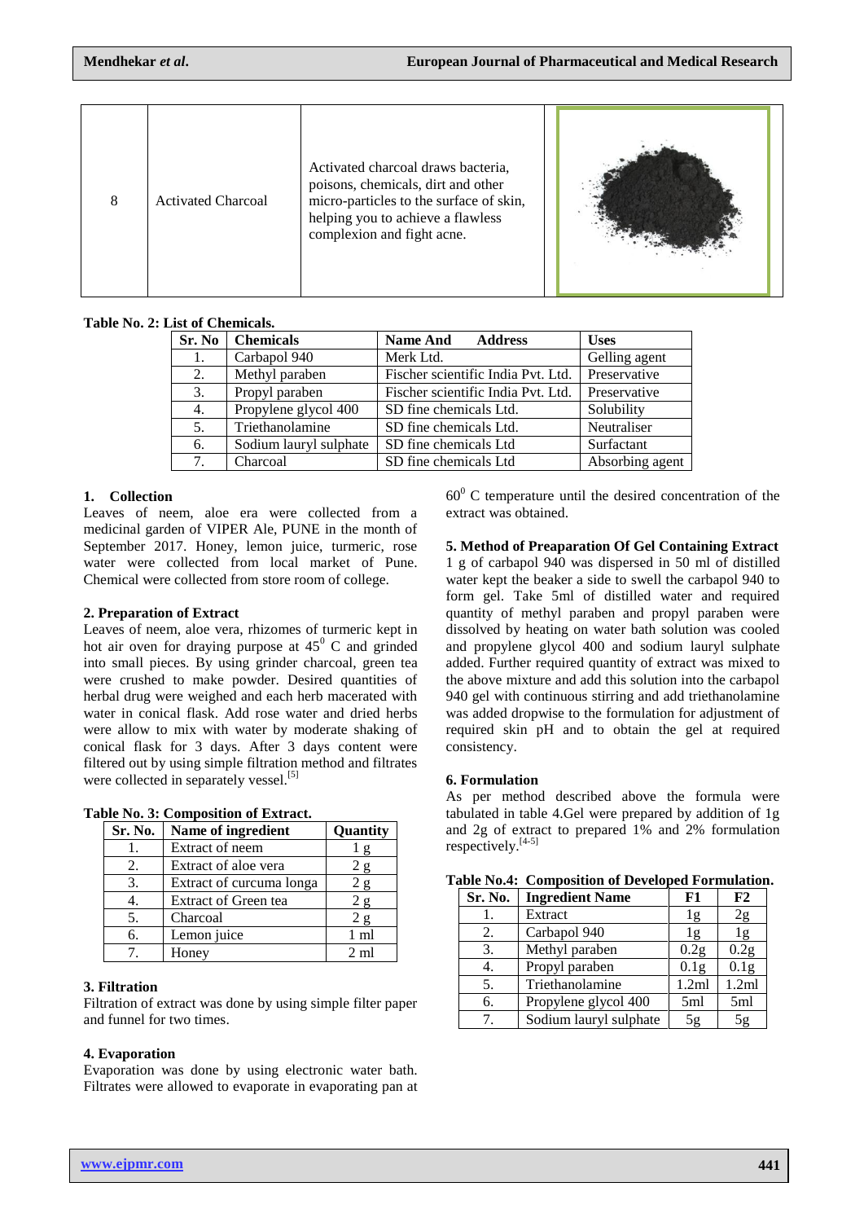| 8 | Activated Charcoal | Activated charcoal draws bacteria, poisons, chemicals, dirt and other micro-particles to the surface of skin, helping you to achieve a flawless complexion and fight acne. | |
|---|---|---|---|

**Table No. 2: List of Chemicals.**

| Sr. No | Chemicals | Name And Address | Uses |
|---|---|---|---|
| 1. | Carbapol 940 | Merk Ltd. | Gelling agent |
| 2. | Methyl paraben | Fischer scientific India Pvt. Ltd. | Preservative |
| 3. | Propyl paraben | Fischer scientific India Pvt. Ltd. | Preservative |
| 4. | Propylene glycol 400 | SD fine chemicals Ltd. | Solubility |
| 5. | Triethanolamine | SD fine chemicals Ltd. | Neutraliser |
| 6. | Sodium lauryl sulphate | SD fine chemicals Ltd | Surfactant |
| 7. | Charcoal | SD fine chemicals Ltd | Absorbing agent |

### 1. Collection

Leaves of neem, aloe era were collected from a medicinal garden of VIPER Ale, PUNE in the month of September 2017. Honey, lemon juice, turmeric, rose water were collected from local market of Pune. Chemical were collected from store room of college.

### 2. Preparation of Extract

Leaves of neem, aloe vera, rhizomes of turmeric kept in hot air oven for draying purpose at $45^0$ C and grinded into small pieces. By using grinder charcoal, green tea were crushed to make powder. Desired quantities of herbal drug were weighed and each herb macerated with water in conical flask. Add rose water and dried herbs were allow to mix with water by moderate shaking of conical flask for 3 days. After 3 days content were filtered out by using simple filtration method and filtrates were collected in separately vessel.[5]

**Table No. 3: Composition of Extract.**

| Sr. No. | Name of ingredient | Quantity |
|---|---|---|
| 1. | Extract of neem | 1 g |
| 2. | Extract of aloe vera | 2 g |
| 3. | Extract of curcuma longa | 2 g |
| 4. | Extract of Green tea | 2 g |
| 5. | Charcoal | 2 g |
| 6. | Lemon juice | 1 ml |
| 7. | Honey | 2 ml |

### 3. Filtration

Filtration of extract was done by using simple filter paper and funnel for two times.

### 4. Evaporation

Evaporation was done by using electronic water bath. Filtrates were allowed to evaporate in evaporating pan at $60^0$ C temperature until the desired concentration of the extract was obtained.

### 5. Method of Preaparation Of Gel Containing Extract

1 g of carbapol 940 was dispersed in 50 ml of distilled water kept the beaker a side to swell the carbapol 940 to form gel. Take 5ml of distilled water and required quantity of methyl paraben and propyl paraben were dissolved by heating on water bath solution was cooled and propylene glycol 400 and sodium lauryl sulphate added. Further required quantity of extract was mixed to the above mixture and add this solution into the carbapol 940 gel with continuous stirring and add triethanolamine was added dropwise to the formulation for adjustment of required skin pH and to obtain the gel at required consistency.

### 6. Formulation

As per method described above the formula were tabulated in table 4.Gel were prepared by addition of 1g and 2g of extract to prepared 1% and 2% formulation respectively.[4-5]

**Table No.4: Composition of Developed Formulation.**

| Sr. No. | Ingredient Name | F1 | F2 |
|---|---|---|---|
| 1. | Extract | 1g | 2g |
| 2. | Carbapol 940 | 1g | 1g |
| 3. | Methyl paraben | 0.2g | 0.2g |
| 4. | Propyl paraben | 0.1g | 0.1g |
| 5. | Triethanolamine | 1.2ml | 1.2ml |
| 6. | Propylene glycol 400 | 5ml | 5ml |
| 7. | Sodium lauryl sulphate | 5g | 5g |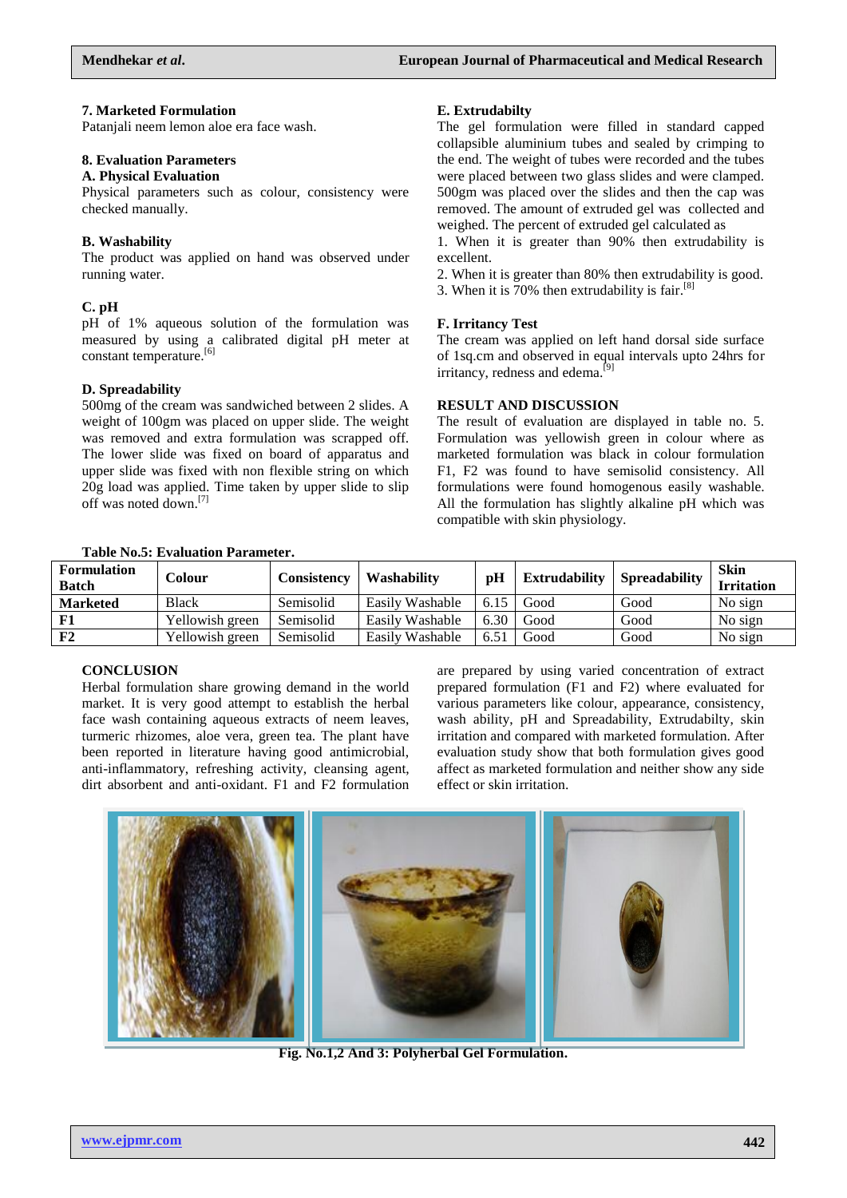### 7. Marketed Formulation

Patanjali neem lemon aloe era face wash.

### 8. Evaluation Parameters

#### A. Physical Evaluation

Physical parameters such as colour, consistency were checked manually.

#### B. Washability

The product was applied on hand was observed under running water.

#### C. pH

pH of 1% aqueous solution of the formulation was measured by using a calibrated digital pH meter at constant temperature.[6]

#### D. Spreadability

500mg of the cream was sandwiched between 2 slides. A weight of 100gm was placed on upper slide. The weight was removed and extra formulation was scrapped off. The lower slide was fixed on board of apparatus and upper slide was fixed with non flexible string on which 20g load was applied. Time taken by upper slide to slip off was noted down.[7]

#### E. Extrudabilty

The gel formulation were filled in standard capped collapsible aluminium tubes and sealed by crimping to the end. The weight of tubes were recorded and the tubes were placed between two glass slides and were clamped. 500gm was placed over the slides and then the cap was removed. The amount of extruded gel was collected and weighed. The percent of extruded gel calculated as

1. When it is greater than 90% then extrudability is excellent.
2. When it is greater than 80% then extrudability is good.
3. When it is 70% then extrudability is fair.[8]

#### F. Irritancy Test

The cream was applied on left hand dorsal side surface of 1sq.cm and observed in equal intervals upto 24hrs for irritancy, redness and edema.[9]

### RESULT AND DISCUSSION

The result of evaluation are displayed in table no. 5. Formulation was yellowish green in colour where as marketed formulation was black in colour formulation F1, F2 was found to have semisolid consistency. All formulations were found homogenous easily washable. All the formulation has slightly alkaline pH which was compatible with skin physiology.

**Table No.5: Evaluation Parameter.**

| Formulation Batch | Colour | Consistency | Washability | pH | Extrudability | Spreadability | Skin Irritation |
|---|---|---|---|---|---|---|---|
| **Marketed** | Black | Semisolid | Easily Washable | 6.15 | Good | Good | No sign |
| **F1** | Yellowish green | Semisolid | Easily Washable | 6.30 | Good | Good | No sign |
| **F2** | Yellowish green | Semisolid | Easily Washable | 6.51 | Good | Good | No sign |

### CONCLUSION

Herbal formulation share growing demand in the world market. It is very good attempt to establish the herbal face wash containing aqueous extracts of neem leaves, turmeric rhizomes, aloe vera, green tea. The plant have been reported in literature having good antimicrobial, anti-inflammatory, refreshing activity, cleansing agent, dirt absorbent and anti-oxidant. F1 and F2 formulation are prepared by using varied concentration of extract prepared formulation (F1 and F2) where evaluated for various parameters like colour, appearance, consistency, wash ability, pH and Spreadability, Extrudabilty, skin irritation and compared with marketed formulation. After evaluation study show that both formulation gives good affect as marketed formulation and neither show any side effect or skin irritation.

**Fig. No.1,2 And 3: Polyherbal Gel Formulation.**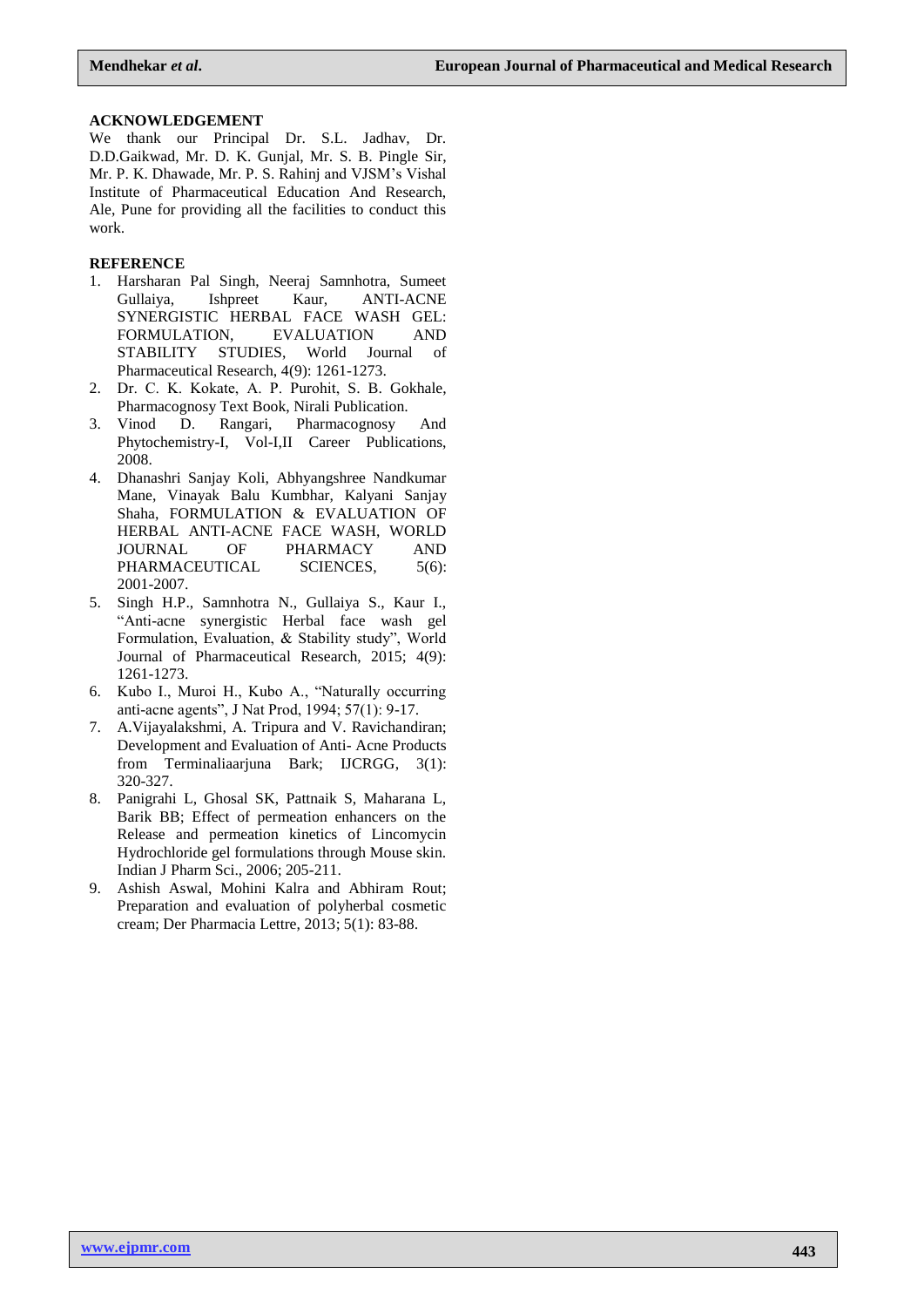## ACKNOWLEDGEMENT

We thank our Principal Dr. S.L. Jadhav, Dr. D.D.Gaikwad, Mr. D. K. Gunjal, Mr. S. B. Pingle Sir, Mr. P. K. Dhawade, Mr. P. S. Rahinj and VJSM's Vishal Institute of Pharmaceutical Education And Research, Ale, Pune for providing all the facilities to conduct this work.

## REFERENCE

1. Harsharan Pal Singh, Neeraj Samnhotra, Sumeet Gullaiya, Ishpreet Kaur, ANTI-ACNE SYNERGISTIC HERBAL FACE WASH GEL: FORMULATION, EVALUATION AND STABILITY STUDIES, World Journal of Pharmaceutical Research, 4(9): 1261-1273.
2. Dr. C. K. Kokate, A. P. Purohit, S. B. Gokhale, Pharmacognosy Text Book, Nirali Publication.
3. Vinod D. Rangari, Pharmacognosy And Phytochemistry-I, Vol-I,II Career Publications, 2008.
4. Dhanashri Sanjay Koli, Abhyangshree Nandkumar Mane, Vinayak Balu Kumbhar, Kalyani Sanjay Shaha, FORMULATION & EVALUATION OF HERBAL ANTI-ACNE FACE WASH, WORLD JOURNAL OF PHARMACY AND PHARMACEUTICAL SCIENCES, 5(6): 2001-2007.
5. Singh H.P., Samnhotra N., Gullaiya S., Kaur I., "Anti-acne synergistic Herbal face wash gel Formulation, Evaluation, & Stability study", World Journal of Pharmaceutical Research, 2015; 4(9): 1261-1273.
6. Kubo I., Muroi H., Kubo A., "Naturally occurring anti-acne agents", J Nat Prod, 1994; 57(1): 9-17.
7. A.Vijayalakshmi, A. Tripura and V. Ravichandiran; Development and Evaluation of Anti- Acne Products from Terminaliaarjuna Bark; IJCRGG, 3(1): 320-327.
8. Panigrahi L, Ghosal SK, Pattnaik S, Maharana L, Barik BB; Effect of permeation enhancers on the Release and permeation kinetics of Lincomycin Hydrochloride gel formulations through Mouse skin. Indian J Pharm Sci., 2006; 205-211.
9. Ashish Aswal, Mohini Kalra and Abhiram Rout; Preparation and evaluation of polyherbal cosmetic cream; Der Pharmacia Lettre, 2013; 5(1): 83-88.